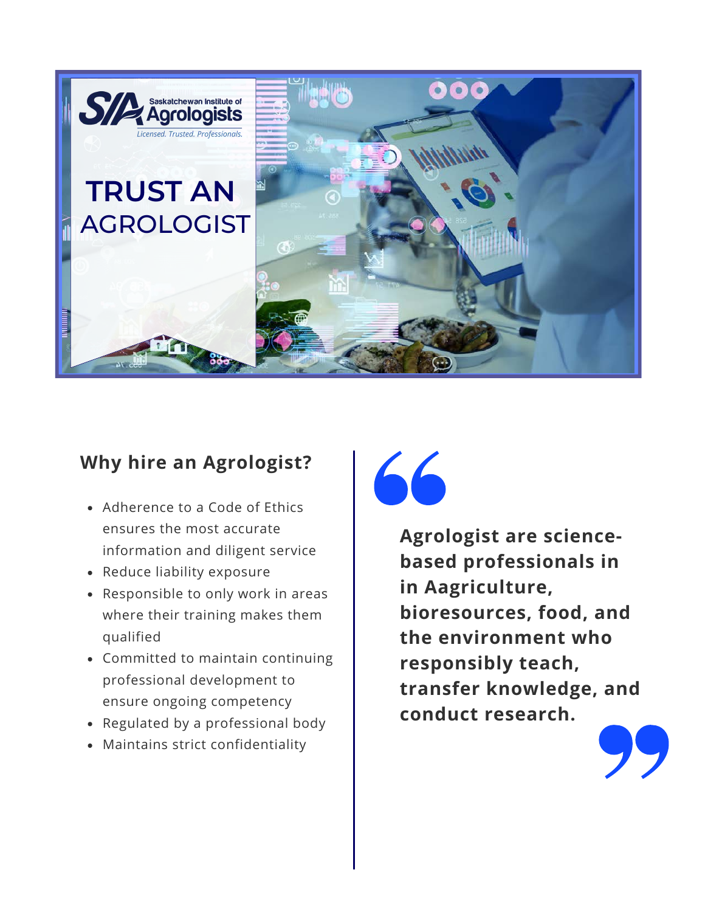Saskatchewan Institute of Agrologists

*Licensed. Trusted. Professionals.*

# TRUST AN AGROLOGIST

## Why hire an Agrologist?

- Adherence to a Code of Ethics ensures the most accurate information and diligent service
- Reduce liability exposure
- Responsible to only work in areas where their training makes them qualified
- Committed to maintain continuing professional development to ensure ongoing competency
- Regulated by a professional body
- Maintains strict confidentiality

> **Agrologist are science-based professionals in in Aagriculture, bioresources, food, and the environment who responsibly teach, transfer knowledge, and conduct research.**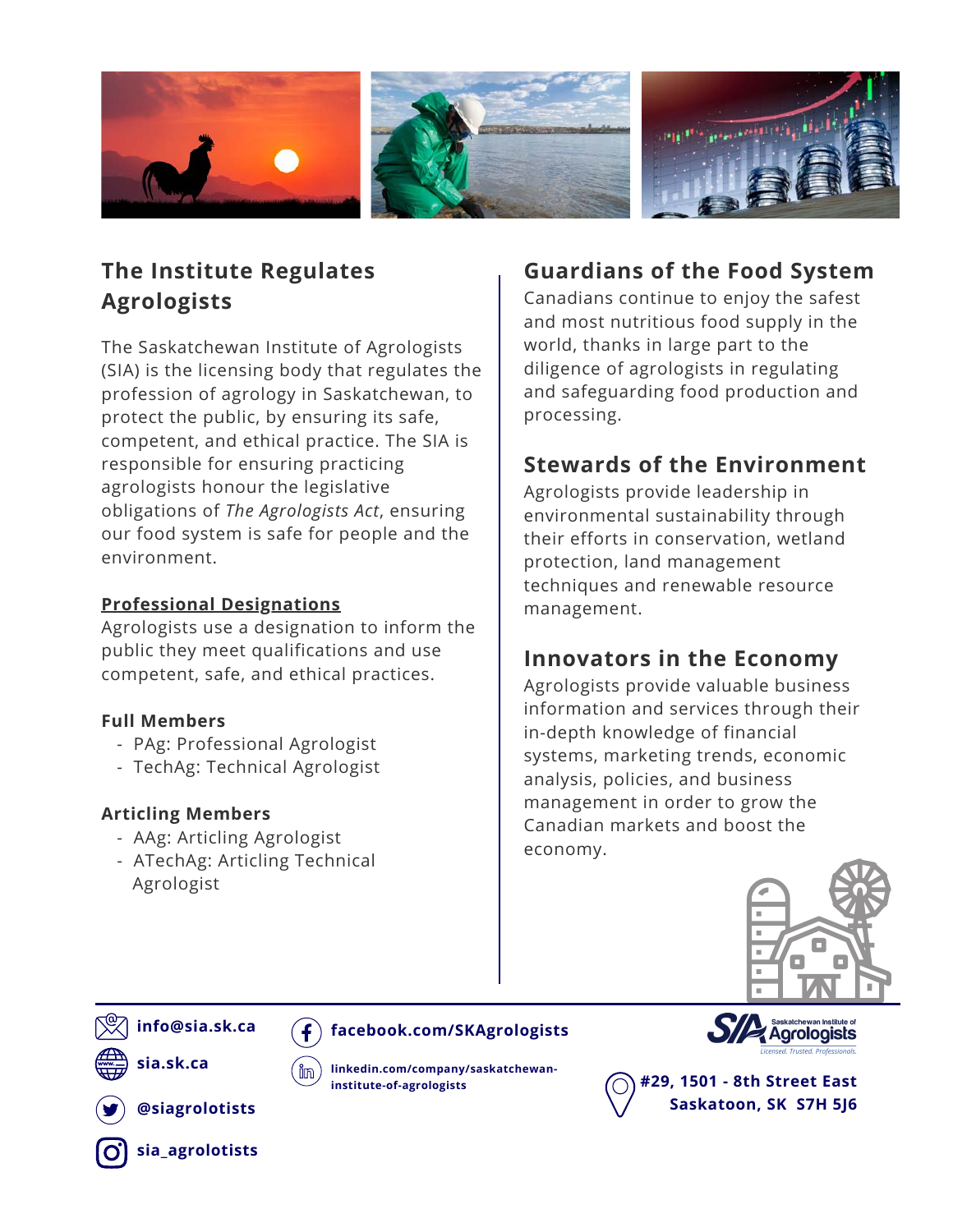## The Institute Regulates Agrologists

The Saskatchewan Institute of Agrologists (SIA) is the licensing body that regulates the profession of agrology in Saskatchewan, to protect the public, by ensuring its safe, competent, and ethical practice. The SIA is responsible for ensuring practicing agrologists honour the legislative obligations of *The Agrologists Act*, ensuring our food system is safe for people and the environment.

**Professional Designations**

Agrologists use a designation to inform the public they meet qualifications and use competent, safe, and ethical practices.

**Full Members**

- PAg: Professional Agrologist
- TechAg: Technical Agrologist

**Articling Members**

- AAg: Articling Agrologist
- ATechAg: Articling Technical Agrologist

## Guardians of the Food System

Canadians continue to enjoy the safest and most nutritious food supply in the world, thanks in large part to the diligence of agrologists in regulating and safeguarding food production and processing.

## Stewards of the Environment

Agrologists provide leadership in environmental sustainability through their efforts in conservation, wetland protection, land management techniques and renewable resource management.

## Innovators in the Economy

Agrologists provide valuable business information and services through their in-depth knowledge of financial systems, marketing trends, economic analysis, policies, and business management in order to grow the Canadian markets and boost the economy.

**info@sia.sk.ca**

**sia.sk.ca**

**@siagrolotists**

**sia_agrolotists**

**facebook.com/SKAgrologists**

**linkedin.com/company/saskatchewan-institute-of-agrologists**

SIA Saskatchewan Institute of Agrologists

*Licensed. Trusted. Professionals.*

**#29, 1501 - 8th Street East**
**Saskatoon, SK S7H 5J6**